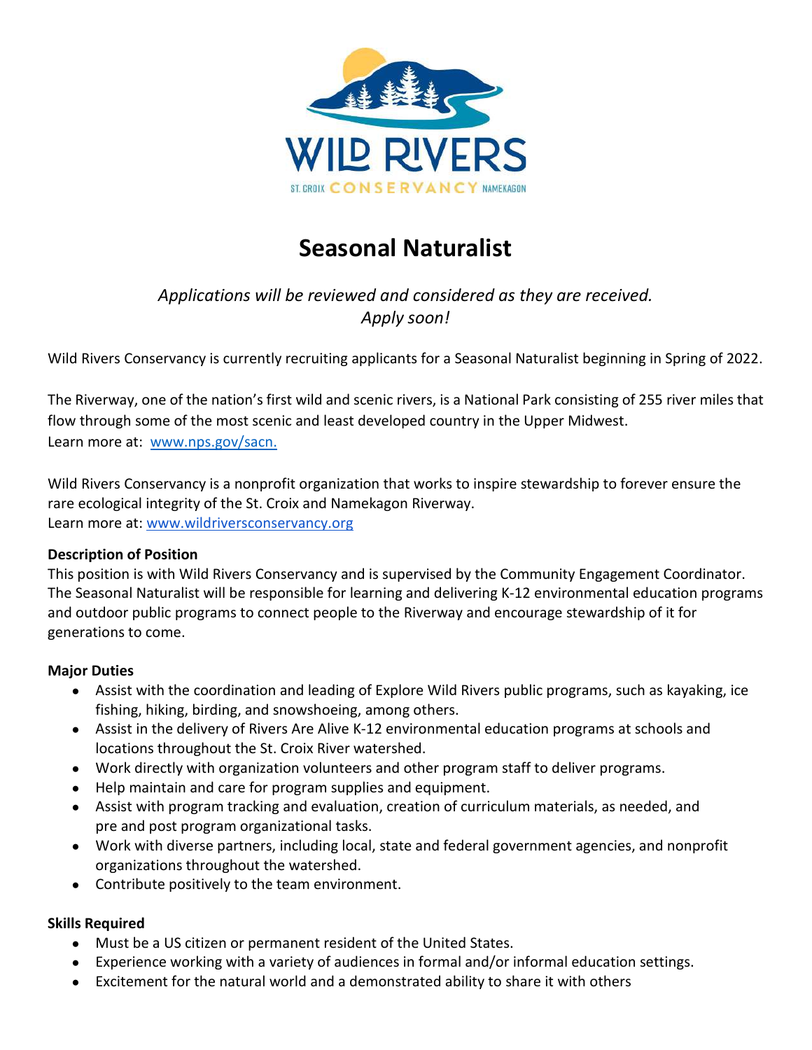WILD RIVERS

ST. CROIX CONSERVANCY NAMEKAGON

# Seasonal Naturalist

*Applications will be reviewed and considered as they are received.*
*Apply soon!*

Wild Rivers Conservancy is currently recruiting applicants for a Seasonal Naturalist beginning in Spring of 2022.

The Riverway, one of the nation's first wild and scenic rivers, is a National Park consisting of 255 river miles that flow through some of the most scenic and least developed country in the Upper Midwest.
Learn more at: [www.nps.gov/sacn.](www.nps.gov/sacn)

Wild Rivers Conservancy is a nonprofit organization that works to inspire stewardship to forever ensure the rare ecological integrity of the St. Croix and Namekagon Riverway.
Learn more at: [www.wildriversconservancy.org](www.wildriversconservancy.org)

**Description of Position**

This position is with Wild Rivers Conservancy and is supervised by the Community Engagement Coordinator. The Seasonal Naturalist will be responsible for learning and delivering K-12 environmental education programs and outdoor public programs to connect people to the Riverway and encourage stewardship of it for generations to come.

**Major Duties**

- Assist with the coordination and leading of Explore Wild Rivers public programs, such as kayaking, ice fishing, hiking, birding, and snowshoeing, among others.
- Assist in the delivery of Rivers Are Alive K-12 environmental education programs at schools and locations throughout the St. Croix River watershed.
- Work directly with organization volunteers and other program staff to deliver programs.
- Help maintain and care for program supplies and equipment.
- Assist with program tracking and evaluation, creation of curriculum materials, as needed, and pre and post program organizational tasks.
- Work with diverse partners, including local, state and federal government agencies, and nonprofit organizations throughout the watershed.
- Contribute positively to the team environment.

**Skills Required**

- Must be a US citizen or permanent resident of the United States.
- Experience working with a variety of audiences in formal and/or informal education settings.
- Excitement for the natural world and a demonstrated ability to share it with others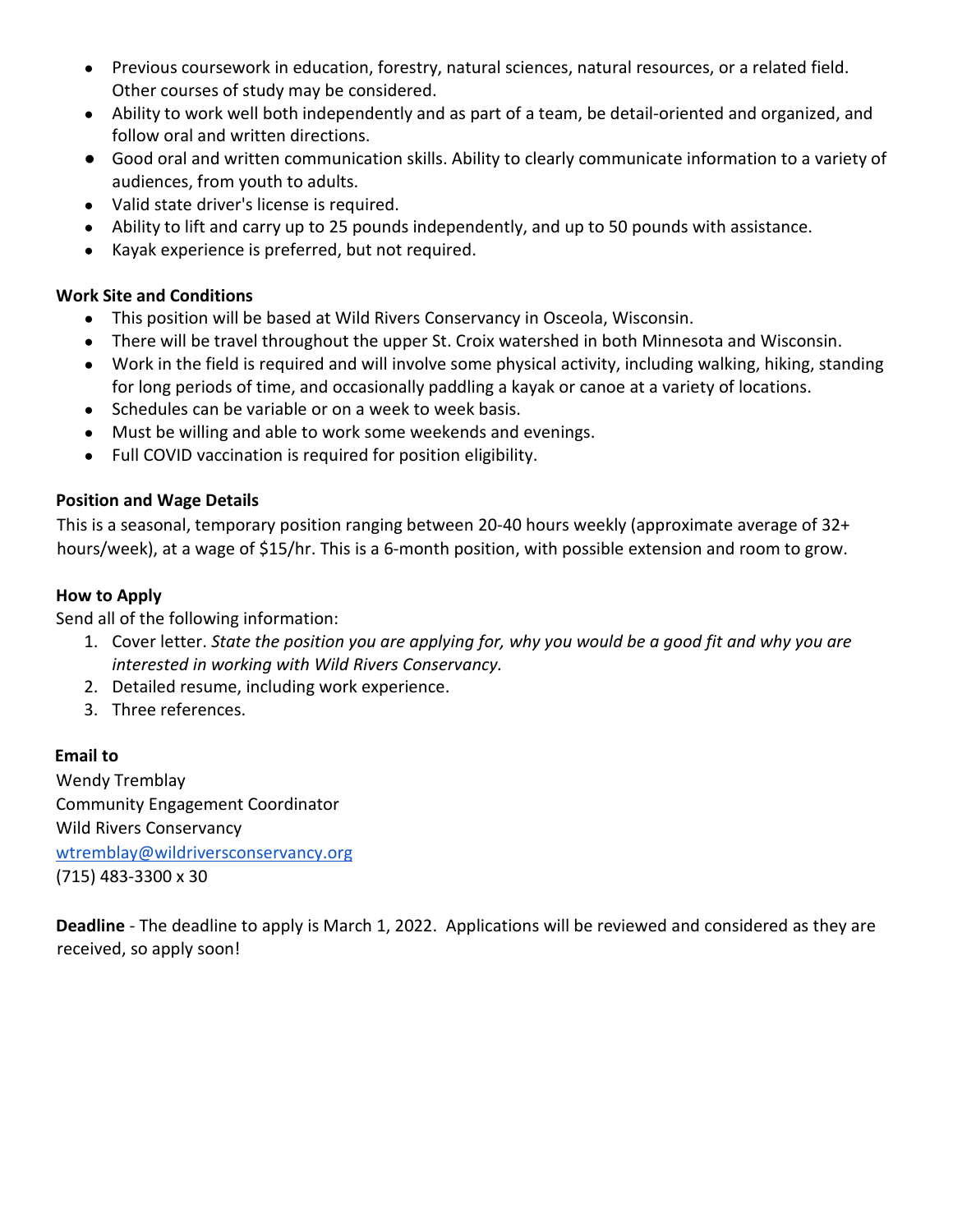- Previous coursework in education, forestry, natural sciences, natural resources, or a related field. Other courses of study may be considered.
- Ability to work well both independently and as part of a team, be detail-oriented and organized, and follow oral and written directions.
- Good oral and written communication skills. Ability to clearly communicate information to a variety of audiences, from youth to adults.
- Valid state driver's license is required.
- Ability to lift and carry up to 25 pounds independently, and up to 50 pounds with assistance.
- Kayak experience is preferred, but not required.

**Work Site and Conditions**

- This position will be based at Wild Rivers Conservancy in Osceola, Wisconsin.
- There will be travel throughout the upper St. Croix watershed in both Minnesota and Wisconsin.
- Work in the field is required and will involve some physical activity, including walking, hiking, standing for long periods of time, and occasionally paddling a kayak or canoe at a variety of locations.
- Schedules can be variable or on a week to week basis.
- Must be willing and able to work some weekends and evenings.
- Full COVID vaccination is required for position eligibility.

**Position and Wage Details**

This is a seasonal, temporary position ranging between 20-40 hours weekly (approximate average of 32+ hours/week), at a wage of $15/hr. This is a 6-month position, with possible extension and room to grow.

**How to Apply**

Send all of the following information:

1. Cover letter. *State the position you are applying for, why you would be a good fit and why you are interested in working with Wild Rivers Conservancy.*
2. Detailed resume, including work experience.
3. Three references.

**Email to**

Wendy Tremblay
Community Engagement Coordinator
Wild Rivers Conservancy
wtremblay@wildriversconservancy.org
(715) 483-3300 x 30

**Deadline** - The deadline to apply is March 1, 2022. Applications will be reviewed and considered as they are received, so apply soon!